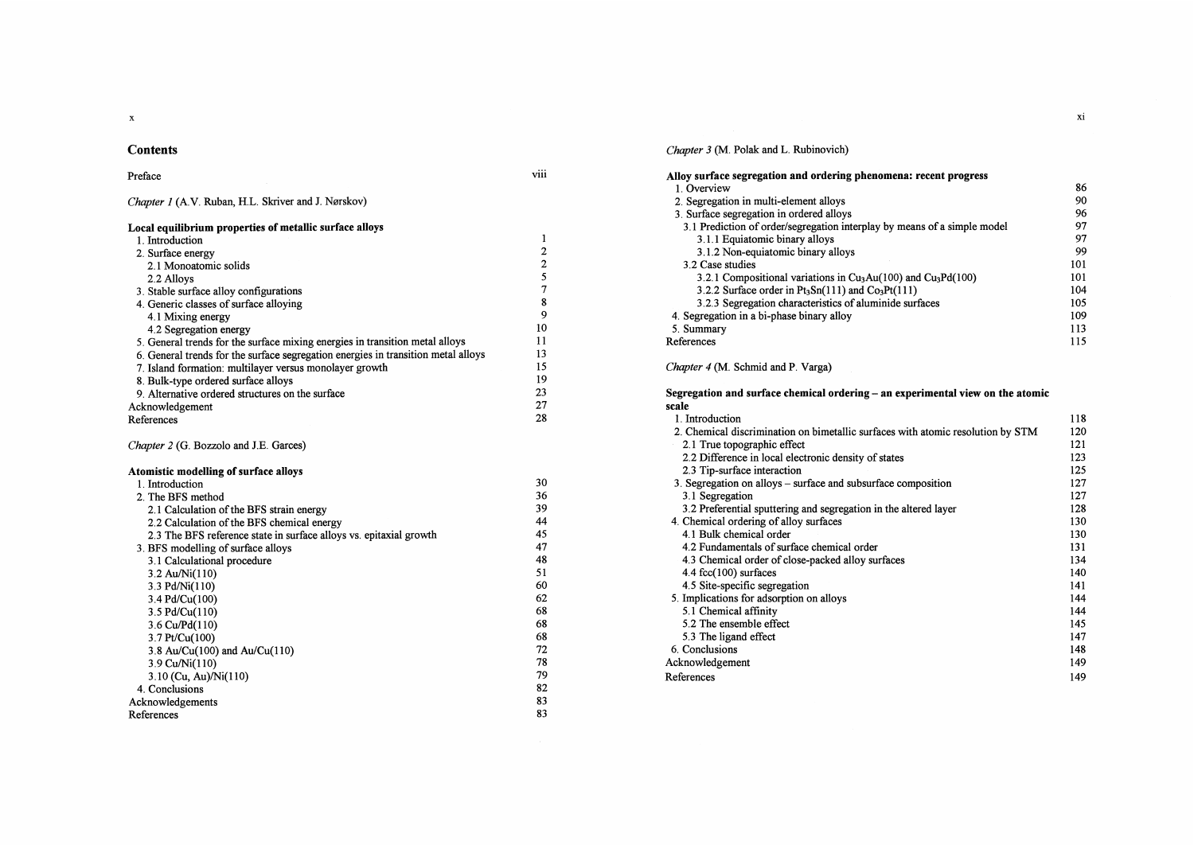# Contents

Preface viii

*Chapter 1* (A.V. Ruban, H.L. Skriver and J. Nørskov)

**Local equilibrium properties of metallic surface alloys**

1. Introduction 1
2. Surface energy 2
   2.1 Monoatomic solids 2
   2.2 Alloys 5
3. Stable surface alloy configurations 7
4. Generic classes of surface alloying 8
   4.1 Mixing energy 9
   4.2 Segregation energy 10
5. General trends for the surface mixing energies in transition metal alloys 11
6. General trends for the surface segregation energies in transition metal alloys 13
7. Island formation: multilayer versus monolayer growth 15
8. Bulk-type ordered surface alloys 19
9. Alternative ordered structures on the surface 23

Acknowledgement 27

References 28

*Chapter 2* (G. Bozzolo and J.E. Garces)

**Atomistic modelling of surface alloys**

1. Introduction 30
2. The BFS method 36
   2.1 Calculation of the BFS strain energy 39
   2.2 Calculation of the BFS chemical energy 44
   2.3 The BFS reference state in surface alloys vs. epitaxial growth 45
3. BFS modelling of surface alloys 47
   3.1 Calculational procedure 48
   3.2 Au/Ni(110) 51
   3.3 Pd/Ni(110) 60
   3.4 Pd/Cu(100) 62
   3.5 Pd/Cu(110) 68
   3.6 Cu/Pd(110) 68
   3.7 Pt/Cu(100) 68
   3.8 Au/Cu(100) and Au/Cu(110) 72
   3.9 Cu/Ni(110) 78
   3.10 (Cu, Au)/Ni(110) 79
4. Conclusions 82

Acknowledgements 83

References 83

*Chapter 3* (M. Polak and L. Rubinovich)

**Alloy surface segregation and ordering phenomena: recent progress**

1. Overview 86
2. Segregation in multi-element alloys 90
3. Surface segregation in ordered alloys 96
   3.1 Prediction of order/segregation interplay by means of a simple model 97
      3.1.1 Equiatomic binary alloys 97
      3.1.2 Non-equiatomic binary alloys 99
   3.2 Case studies 101
      3.2.1 Compositional variations in $Cu_3Au(100)$ and $Cu_3Pd(100)$ 101
      3.2.2 Surface order in $Pt_3Sn(111)$ and $Co_3Pt(111)$ 104
      3.2.3 Segregation characteristics of aluminide surfaces 105
4. Segregation in a bi-phase binary alloy 109
5. Summary 113

References 115

*Chapter 4* (M. Schmid and P. Varga)

**Segregation and surface chemical ordering – an experimental view on the atomic scale**

1. Introduction 118
2. Chemical discrimination on bimetallic surfaces with atomic resolution by STM 120
   2.1 True topographic effect 121
   2.2 Difference in local electronic density of states 123
   2.3 Tip-surface interaction 125
3. Segregation on alloys – surface and subsurface composition 127
   3.1 Segregation 127
   3.2 Preferential sputtering and segregation in the altered layer 128
4. Chemical ordering of alloy surfaces 130
   4.1 Bulk chemical order 130
   4.2 Fundamentals of surface chemical order 131
   4.3 Chemical order of close-packed alloy surfaces 134
   4.4 fcc(100) surfaces 140
   4.5 Site-specific segregation 141
5. Implications for adsorption on alloys 144
   5.1 Chemical affinity 144
   5.2 The ensemble effect 145
   5.3 The ligand effect 147
6. Conclusions 148

Acknowledgement 149

References 149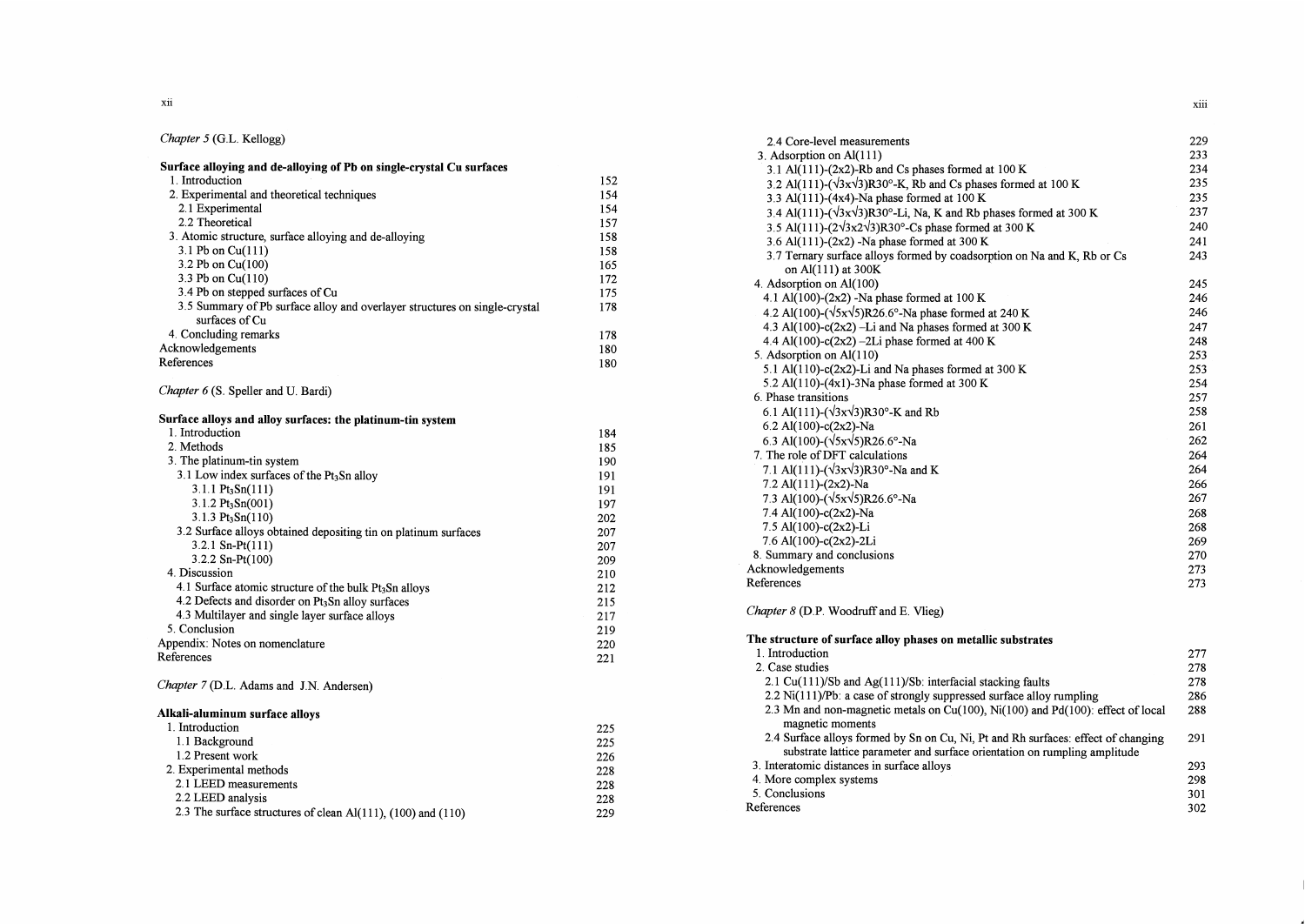*Chapter 5* (G.L. Kellogg)

**Surface alloying and de-alloying of Pb on single-crystal Cu surfaces**

| | |
|---|---|
| 1. Introduction | 152 |
| 2. Experimental and theoretical techniques | 154 |
| 2.1 Experimental | 154 |
| 2.2 Theoretical | 157 |
| 3. Atomic structure, surface alloying and de-alloying | 158 |
| 3.1 Pb on Cu(111) | 158 |
| 3.2 Pb on Cu(100) | 165 |
| 3.3 Pb on Cu(110) | 172 |
| 3.4 Pb on stepped surfaces of Cu | 175 |
| 3.5 Summary of Pb surface alloy and overlayer structures on single-crystal surfaces of Cu | 178 |
| 4. Concluding remarks | 178 |
| Acknowledgements | 180 |
| References | 180 |

*Chapter 6* (S. Speller and U. Bardi)

**Surface alloys and alloy surfaces: the platinum-tin system**

| | |
|---|---|
| 1. Introduction | 184 |
| 2. Methods | 185 |
| 3. The platinum-tin system | 190 |
| 3.1 Low index surfaces of the $Pt_3Sn$ alloy | 191 |
| 3.1.1 $Pt_3Sn(111)$ | 191 |
| 3.1.2 $Pt_3Sn(001)$ | 197 |
| 3.1.3 $Pt_3Sn(110)$ | 202 |
| 3.2 Surface alloys obtained depositing tin on platinum surfaces | 207 |
| 3.2.1 Sn-Pt(111) | 207 |
| 3.2.2 Sn-Pt(100) | 209 |
| 4. Discussion | 210 |
| 4.1 Surface atomic structure of the bulk $Pt_3Sn$ alloys | 212 |
| 4.2 Defects and disorder on $Pt_3Sn$ alloy surfaces | 215 |
| 4.3 Multilayer and single layer surface alloys | 217 |
| 5. Conclusion | 219 |
| Appendix: Notes on nomenclature | 220 |
| References | 221 |

*Chapter 7* (D.L. Adams and J.N. Andersen)

**Alkali-aluminum surface alloys**

| | |
|---|---|
| 1. Introduction | 225 |
| 1.1 Background | 225 |
| 1.2 Present work | 226 |
| 2. Experimental methods | 228 |
| 2.1 LEED measurements | 228 |
| 2.2 LEED analysis | 228 |
| 2.3 The surface structures of clean Al(111), (100) and (110) | 229 |
| 2.4 Core-level measurements | 229 |
| 3. Adsorption on Al(111) | 233 |
| 3.1 Al(111)-(2x2)-Rb and Cs phases formed at 100 K | 234 |
| 3.2 Al(111)-(√3x√3)R30°-K, Rb and Cs phases formed at 100 K | 235 |
| 3.3 Al(111)-(4x4)-Na phase formed at 100 K | 235 |
| 3.4 Al(111)-(√3x√3)R30°-Li, Na, K and Rb phases formed at 300 K | 237 |
| 3.5 Al(111)-(2√3x2√3)R30°-Cs phase formed at 300 K | 240 |
| 3.6 Al(111)-(2x2) -Na phase formed at 300 K | 241 |
| 3.7 Ternary surface alloys formed by coadsorption on Na and K, Rb or Cs on Al(111) at 300K | 243 |
| 4. Adsorption on Al(100) | 245 |
| 4.1 Al(100)-(2x2) -Na phase formed at 100 K | 246 |
| 4.2 Al(100)-(√5x√5)R26.6°-Na phase formed at 240 K | 246 |
| 4.3 Al(100)-c(2x2) –Li and Na phases formed at 300 K | 247 |
| 4.4 Al(100)-c(2x2) –2Li phase formed at 400 K | 248 |
| 5. Adsorption on Al(110) | 253 |
| 5.1 Al(110)-c(2x2)-Li and Na phases formed at 300 K | 253 |
| 5.2 Al(110)-(4x1)-3Na phase formed at 300 K | 254 |
| 6. Phase transitions | 257 |
| 6.1 Al(111)-(√3x√3)R30°-K and Rb | 258 |
| 6.2 Al(100)-c(2x2)-Na | 261 |
| 6.3 Al(100)-(√5x√5)R26.6°-Na | 262 |
| 7. The role of DFT calculations | 264 |
| 7.1 Al(111)-(√3x√3)R30°-Na and K | 264 |
| 7.2 Al(111)-(2x2)-Na | 266 |
| 7.3 Al(100)-(√5x√5)R26.6°-Na | 267 |
| 7.4 Al(100)-c(2x2)-Na | 268 |
| 7.5 Al(100)-c(2x2)-Li | 268 |
| 7.6 Al(100)-c(2x2)-2Li | 269 |
| 8. Summary and conclusions | 270 |
| Acknowledgements | 273 |
| References | 273 |

*Chapter 8* (D.P. Woodruff and E. Vlieg)

**The structure of surface alloy phases on metallic substrates**

| | |
|---|---|
| 1. Introduction | 277 |
| 2. Case studies | 278 |
| 2.1 Cu(111)/Sb and Ag(111)/Sb: interfacial stacking faults | 278 |
| 2.2 Ni(111)/Pb: a case of strongly suppressed surface alloy rumpling | 286 |
| 2.3 Mn and non-magnetic metals on Cu(100), Ni(100) and Pd(100): effect of local magnetic moments | 288 |
| 2.4 Surface alloys formed by Sn on Cu, Ni, Pt and Rh surfaces: effect of changing substrate lattice parameter and surface orientation on rumpling amplitude | 291 |
| 3. Interatomic distances in surface alloys | 293 |
| 4. More complex systems | 298 |
| 5. Conclusions | 301 |
| References | 302 |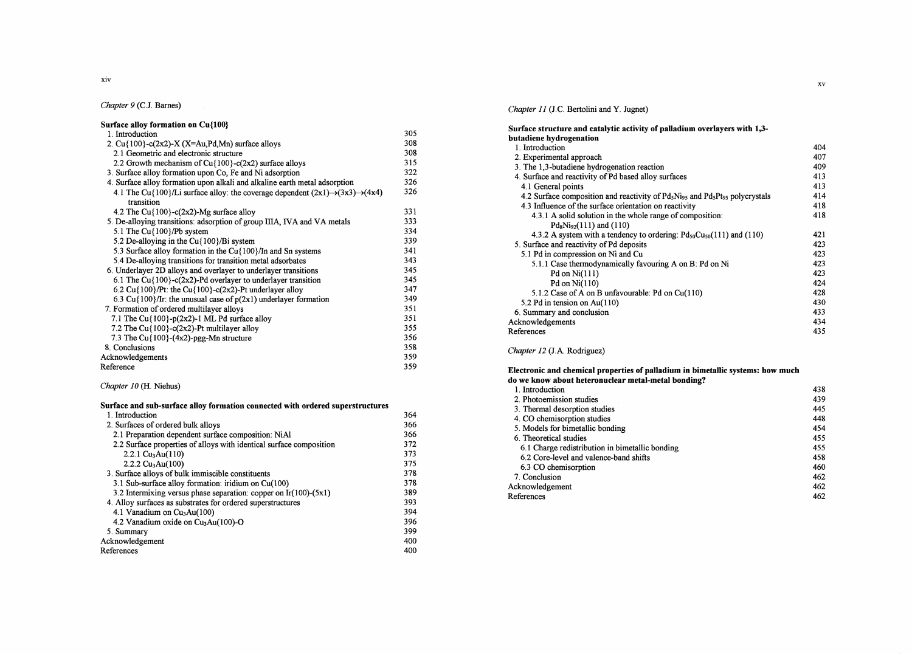*Chapter 9* (C.J. Barnes)

**Surface alloy formation on Cu{100}**

| | |
|---|---|
| 1. Introduction | 305 |
| 2. Cu{100}-c(2x2)-X (X=Au,Pd,Mn) surface alloys | 308 |
| 2.1 Geometric and electronic structure | 308 |
| 2.2 Growth mechanism of Cu{100}-c(2x2) surface alloys | 315 |
| 3. Surface alloy formation upon Co, Fe and Ni adsorption | 322 |
| 4. Surface alloy formation upon alkali and alkaline earth metal adsorption | 326 |
| 4.1 The Cu{100}/Li surface alloy: the coverage dependent (2x1)→(3x3)→(4x4) transition | 326 |
| 4.2 The Cu{100}-c(2x2)-Mg surface alloy | 331 |
| 5. De-alloying transitions: adsorption of group IIIA, IVA and VA metals | 333 |
| 5.1 The Cu{100}/Pb system | 334 |
| 5.2 De-alloying in the Cu{100}/Bi system | 339 |
| 5.3 Surface alloy formation in the Cu{100}/In and Sn systems | 341 |
| 5.4 De-alloying transitions for transition metal adsorbates | 343 |
| 6. Underlayer 2D alloys and overlayer to underlayer transitions | 345 |
| 6.1 The Cu{100}-c(2x2)-Pd overlayer to underlayer transition | 345 |
| 6.2 Cu{100}/Pt: the Cu{100}-c(2x2)-Pt underlayer alloy | 347 |
| 6.3 Cu{100}/Ir: the unusual case of p(2x1) underlayer formation | 349 |
| 7. Formation of ordered multilayer alloys | 351 |
| 7.1 The Cu{100}-p(2x2)-1 ML Pd surface alloy | 351 |
| 7.2 The Cu{100}-c(2x2)-Pt multilayer alloy | 355 |
| 7.3 The Cu{100}-(4x2)-pgg-Mn structure | 356 |
| 8. Conclusions | 358 |
| Acknowledgements | 359 |
| Reference | 359 |

*Chapter 10* (H. Niehus)

**Surface and sub-surface alloy formation connected with ordered superstructures**

| | |
|---|---|
| 1. Introduction | 364 |
| 2. Surfaces of ordered bulk alloys | 366 |
| 2.1 Preparation dependent surface composition: NiAl | 366 |
| 2.2 Surface properties of alloys with identical surface composition | 372 |
| 2.2.1 $Cu_3Au(110)$ | 373 |
| 2.2.2 $Cu_3Au(100)$ | 375 |
| 3. Surface alloys of bulk immiscible constituents | 378 |
| 3.1 Sub-surface alloy formation: iridium on Cu(100) | 378 |
| 3.2 Intermixing versus phase separation: copper on Ir(100)-(5x1) | 389 |
| 4. Alloy surfaces as substrates for ordered superstructures | 393 |
| 4.1 Vanadium on $Cu_3Au(100)$ | 394 |
| 4.2 Vanadium oxide on $Cu_3Au(100)$-O | 396 |
| 5. Summary | 399 |
| Acknowledgement | 400 |
| References | 400 |

*Chapter 11* (J.C. Bertolini and Y. Jugnet)

**Surface structure and catalytic activity of palladium overlayers with 1,3-butadiene hydrogenation**

| | |
|---|---|
| 1. Introduction | 404 |
| 2. Experimental approach | 407 |
| 3. The 1,3-butadiene hydrogenation reaction | 409 |
| 4. Surface and reactivity of Pd based alloy surfaces | 413 |
| 4.1 General points | 413 |
| 4.2 Surface composition and reactivity of $Pd_5Ni_{95}$ and $Pd_5Pt_{95}$ polycrystals | 414 |
| 4.3 Influence of the surface orientation on reactivity | 418 |
| 4.3.1 A solid solution in the whole range of composition: $Pd_8Ni_{92}(111)$ and (110) | 418 |
| 4.3.2 A system with a tendency to ordering: $Pd_{50}Cu_{50}(111)$ and (110) | 421 |
| 5. Surface and reactivity of Pd deposits | 423 |
| 5.1 Pd in compression on Ni and Cu | 423 |
| 5.1.1 Case thermodynamically favouring A on B: Pd on Ni | 423 |
| Pd on Ni(111) | 423 |
| Pd on Ni(110) | 424 |
| 5.1.2 Case of A on B unfavourable: Pd on Cu(110) | 428 |
| 5.2 Pd in tension on Au(110) | 430 |
| 6. Summary and conclusion | 433 |
| Acknowledgements | 434 |
| References | 435 |

*Chapter 12* (J.A. Rodriguez)

**Electronic and chemical properties of palladium in bimetallic systems: how much do we know about heteronuclear metal-metal bonding?**

| | |
|---|---|
| 1. Introduction | 438 |
| 2. Photoemission studies | 439 |
| 3. Thermal desorption studies | 445 |
| 4. CO chemisorption studies | 448 |
| 5. Models for bimetallic bonding | 454 |
| 6. Theoretical studies | 455 |
| 6.1 Charge redistribution in bimetallic bonding | 455 |
| 6.2 Core-level and valence-band shifts | 458 |
| 6.3 CO chemisorption | 460 |
| 7. Conclusion | 462 |
| Acknowledgement | 462 |
| References | 462 |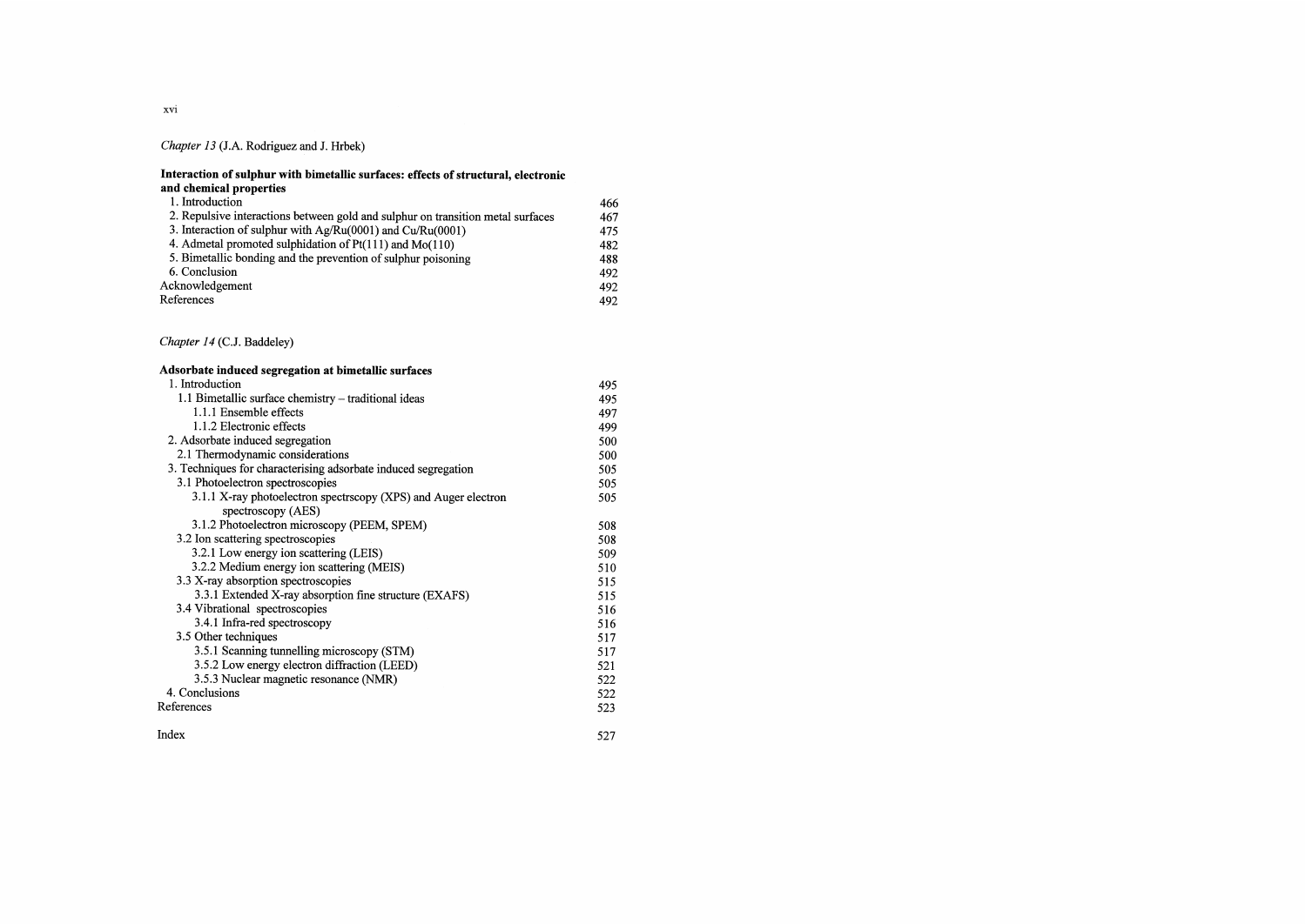*Chapter 13* (J.A. Rodriguez and J. Hrbek)

**Interaction of sulphur with bimetallic surfaces: effects of structural, electronic and chemical properties**

| | |
|---|---|
| 1. Introduction | 466 |
| 2. Repulsive interactions between gold and sulphur on transition metal surfaces | 467 |
| 3. Interaction of sulphur with Ag/Ru(0001) and Cu/Ru(0001) | 475 |
| 4. Admetal promoted sulphidation of Pt(111) and Mo(110) | 482 |
| 5. Bimetallic bonding and the prevention of sulphur poisoning | 488 |
| 6. Conclusion | 492 |
| Acknowledgement | 492 |
| References | 492 |

*Chapter 14* (C.J. Baddeley)

**Adsorbate induced segregation at bimetallic surfaces**

| | |
|---|---|
| 1. Introduction | 495 |
| 1.1 Bimetallic surface chemistry – traditional ideas | 495 |
| 1.1.1 Ensemble effects | 497 |
| 1.1.2 Electronic effects | 499 |
| 2. Adsorbate induced segregation | 500 |
| 2.1 Thermodynamic considerations | 500 |
| 3. Techniques for characterising adsorbate induced segregation | 505 |
| 3.1 Photoelectron spectroscopies | 505 |
| 3.1.1 X-ray photoelectron spectrscopy (XPS) and Auger electron spectroscopy (AES) | 505 |
| 3.1.2 Photoelectron microscopy (PEEM, SPEM) | 508 |
| 3.2 Ion scattering spectroscopies | 508 |
| 3.2.1 Low energy ion scattering (LEIS) | 509 |
| 3.2.2 Medium energy ion scattering (MEIS) | 510 |
| 3.3 X-ray absorption spectroscopies | 515 |
| 3.3.1 Extended X-ray absorption fine structure (EXAFS) | 515 |
| 3.4 Vibrational spectroscopies | 516 |
| 3.4.1 Infra-red spectroscopy | 516 |
| 3.5 Other techniques | 517 |
| 3.5.1 Scanning tunnelling microscopy (STM) | 517 |
| 3.5.2 Low energy electron diffraction (LEED) | 521 |
| 3.5.3 Nuclear magnetic resonance (NMR) | 522 |
| 4. Conclusions | 522 |
| References | 523 |

| | |
|---|---|
| Index | 527 |